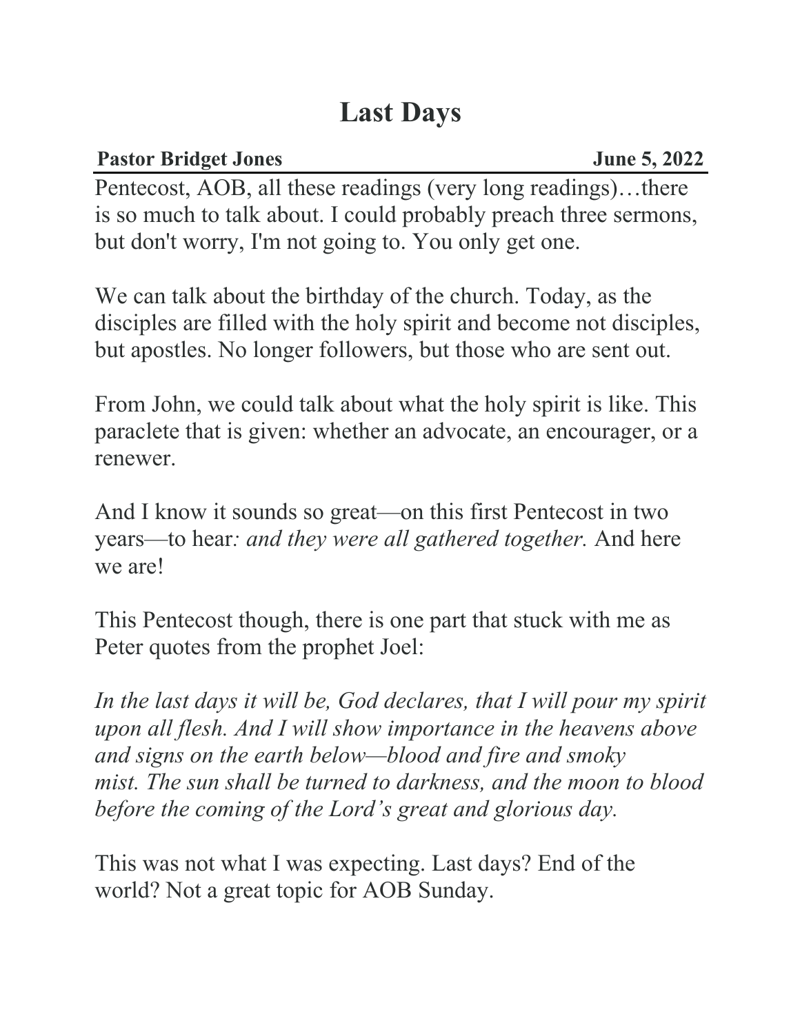# Last Days

**Pastor Bridget Jones** **June 5, 2022**

Pentecost, AOB, all these readings (very long readings)…there is so much to talk about. I could probably preach three sermons, but don't worry, I'm not going to. You only get one.

We can talk about the birthday of the church. Today, as the disciples are filled with the holy spirit and become not disciples, but apostles. No longer followers, but those who are sent out.

From John, we could talk about what the holy spirit is like. This paraclete that is given: whether an advocate, an encourager, or a renewer.

And I know it sounds so great—on this first Pentecost in two years—to hear*: and they were all gathered together.* And here we are!

This Pentecost though, there is one part that stuck with me as Peter quotes from the prophet Joel:

*In the last days it will be, God declares, that I will pour my spirit upon all flesh. And I will show importance in the heavens above and signs on the earth below—blood and fire and smoky mist. The sun shall be turned to darkness, and the moon to blood before the coming of the Lord's great and glorious day.*

This was not what I was expecting. Last days? End of the world? Not a great topic for AOB Sunday.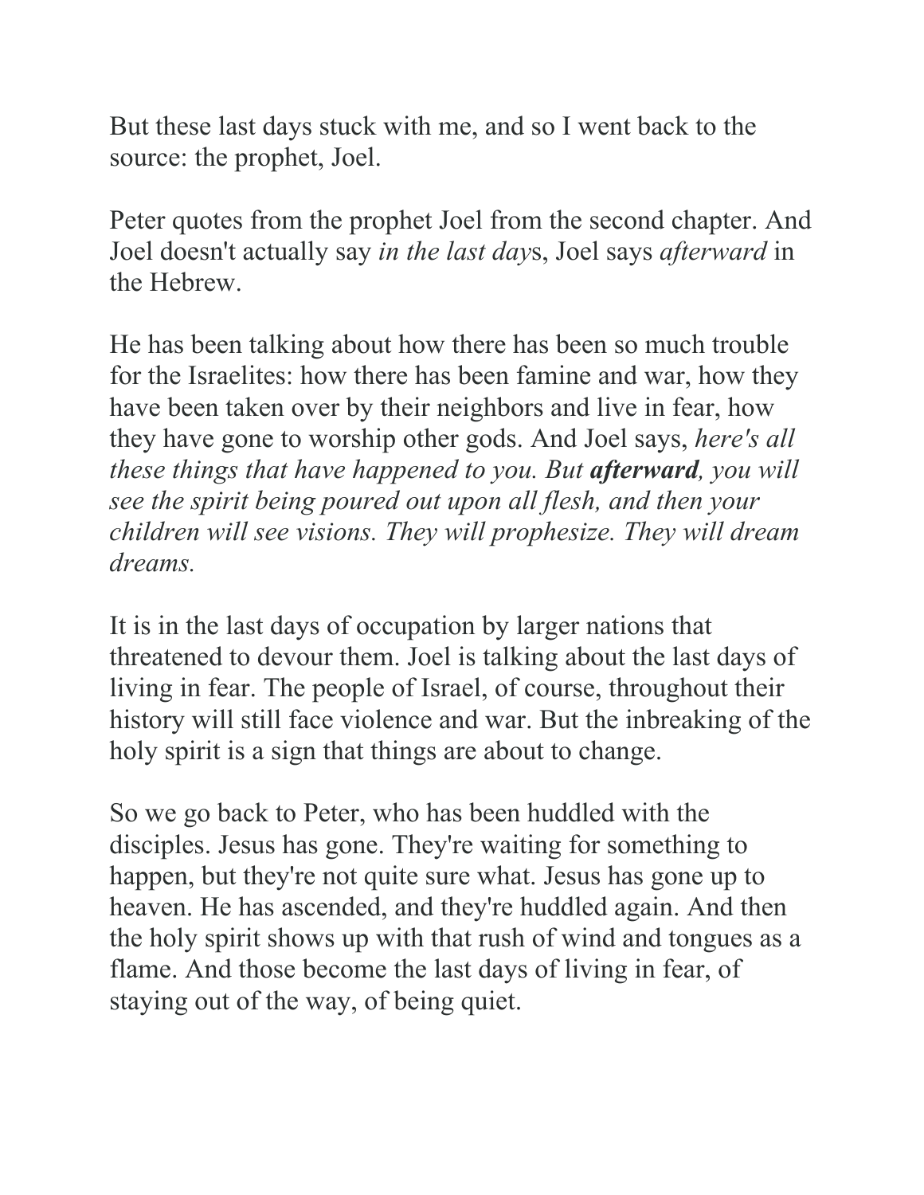But these last days stuck with me, and so I went back to the source: the prophet, Joel.

Peter quotes from the prophet Joel from the second chapter. And Joel doesn't actually say *in the last day*s, Joel says *afterward* in the Hebrew.

He has been talking about how there has been so much trouble for the Israelites: how there has been famine and war, how they have been taken over by their neighbors and live in fear, how they have gone to worship other gods. And Joel says, *here's all these things that have happened to you. But* ***afterward****, you will see the spirit being poured out upon all flesh, and then your children will see visions. They will prophesize. They will dream dreams.*

It is in the last days of occupation by larger nations that threatened to devour them. Joel is talking about the last days of living in fear. The people of Israel, of course, throughout their history will still face violence and war. But the inbreaking of the holy spirit is a sign that things are about to change.

So we go back to Peter, who has been huddled with the disciples. Jesus has gone. They're waiting for something to happen, but they're not quite sure what. Jesus has gone up to heaven. He has ascended, and they're huddled again. And then the holy spirit shows up with that rush of wind and tongues as a flame. And those become the last days of living in fear, of staying out of the way, of being quiet.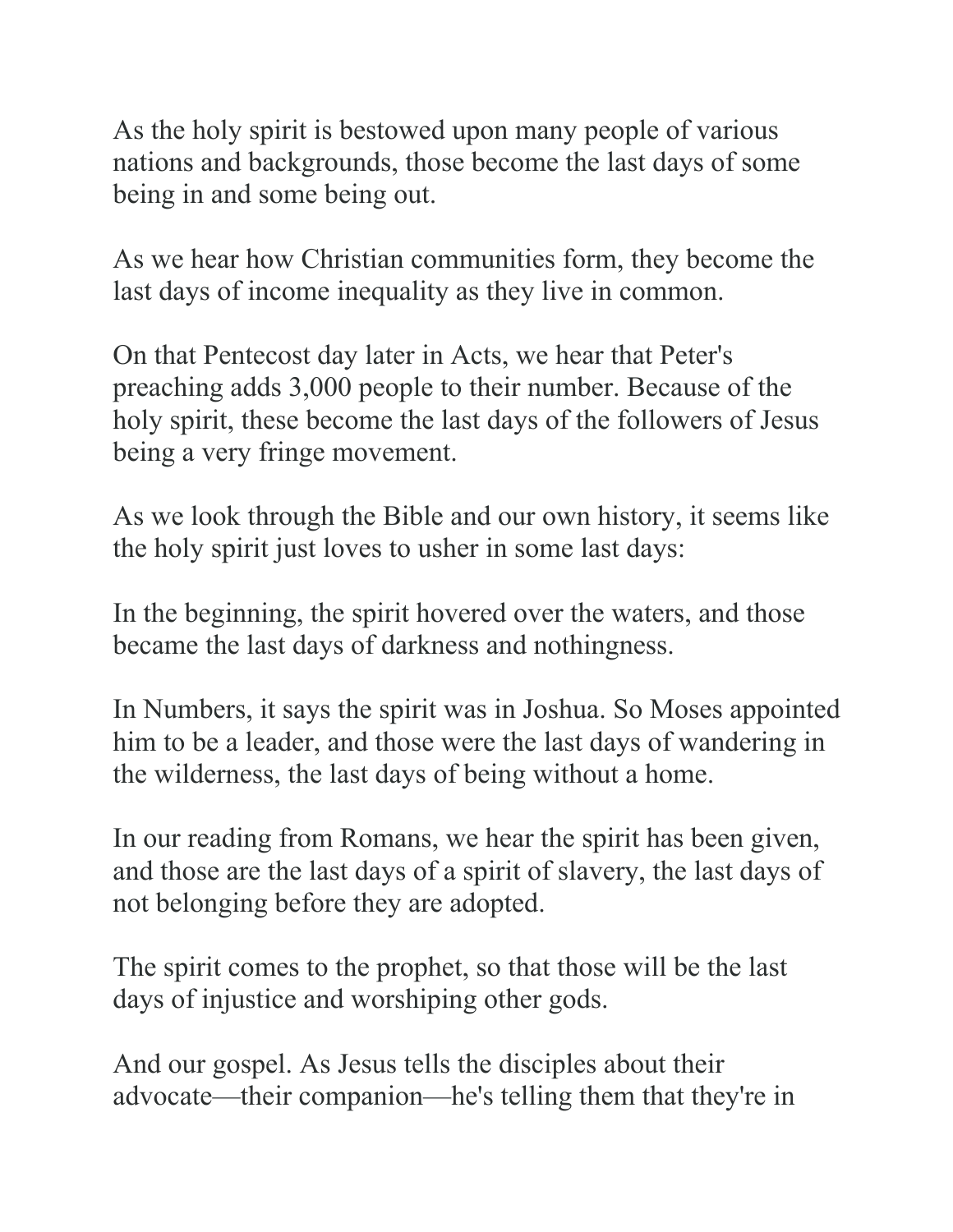As the holy spirit is bestowed upon many people of various nations and backgrounds, those become the last days of some being in and some being out.

As we hear how Christian communities form, they become the last days of income inequality as they live in common.

On that Pentecost day later in Acts, we hear that Peter's preaching adds 3,000 people to their number. Because of the holy spirit, these become the last days of the followers of Jesus being a very fringe movement.

As we look through the Bible and our own history, it seems like the holy spirit just loves to usher in some last days:

In the beginning, the spirit hovered over the waters, and those became the last days of darkness and nothingness.

In Numbers, it says the spirit was in Joshua. So Moses appointed him to be a leader, and those were the last days of wandering in the wilderness, the last days of being without a home.

In our reading from Romans, we hear the spirit has been given, and those are the last days of a spirit of slavery, the last days of not belonging before they are adopted.

The spirit comes to the prophet, so that those will be the last days of injustice and worshiping other gods.

And our gospel. As Jesus tells the disciples about their advocate—their companion—he's telling them that they're in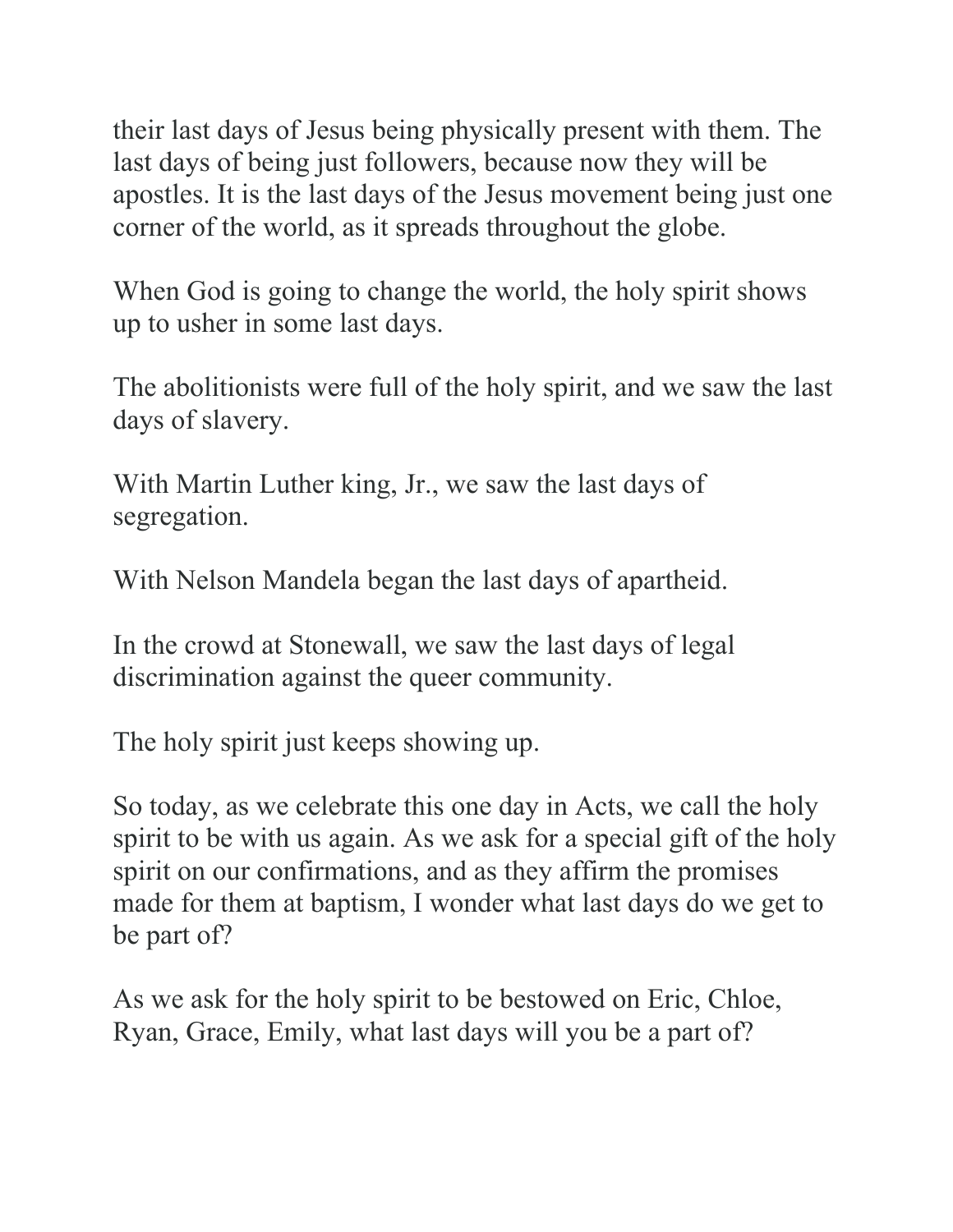their last days of Jesus being physically present with them. The last days of being just followers, because now they will be apostles. It is the last days of the Jesus movement being just one corner of the world, as it spreads throughout the globe.

When God is going to change the world, the holy spirit shows up to usher in some last days.

The abolitionists were full of the holy spirit, and we saw the last days of slavery.

With Martin Luther king, Jr., we saw the last days of segregation.

With Nelson Mandela began the last days of apartheid.

In the crowd at Stonewall, we saw the last days of legal discrimination against the queer community.

The holy spirit just keeps showing up.

So today, as we celebrate this one day in Acts, we call the holy spirit to be with us again. As we ask for a special gift of the holy spirit on our confirmations, and as they affirm the promises made for them at baptism, I wonder what last days do we get to be part of?

As we ask for the holy spirit to be bestowed on Eric, Chloe, Ryan, Grace, Emily, what last days will you be a part of?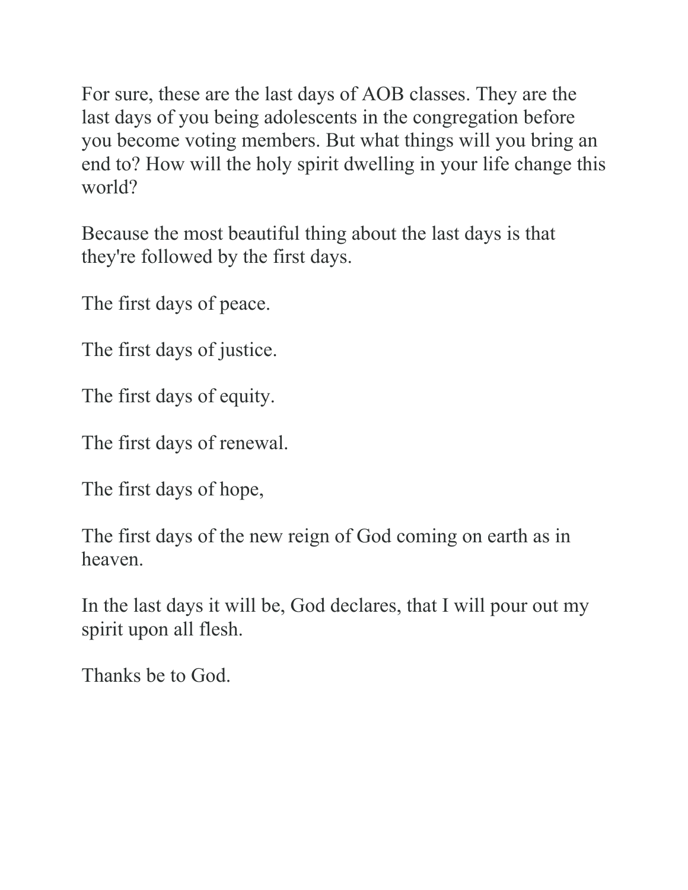For sure, these are the last days of AOB classes. They are the last days of you being adolescents in the congregation before you become voting members. But what things will you bring an end to? How will the holy spirit dwelling in your life change this world?

Because the most beautiful thing about the last days is that they're followed by the first days.

The first days of peace.

The first days of justice.

The first days of equity.

The first days of renewal.

The first days of hope,

The first days of the new reign of God coming on earth as in heaven.

In the last days it will be, God declares, that I will pour out my spirit upon all flesh.

Thanks be to God.